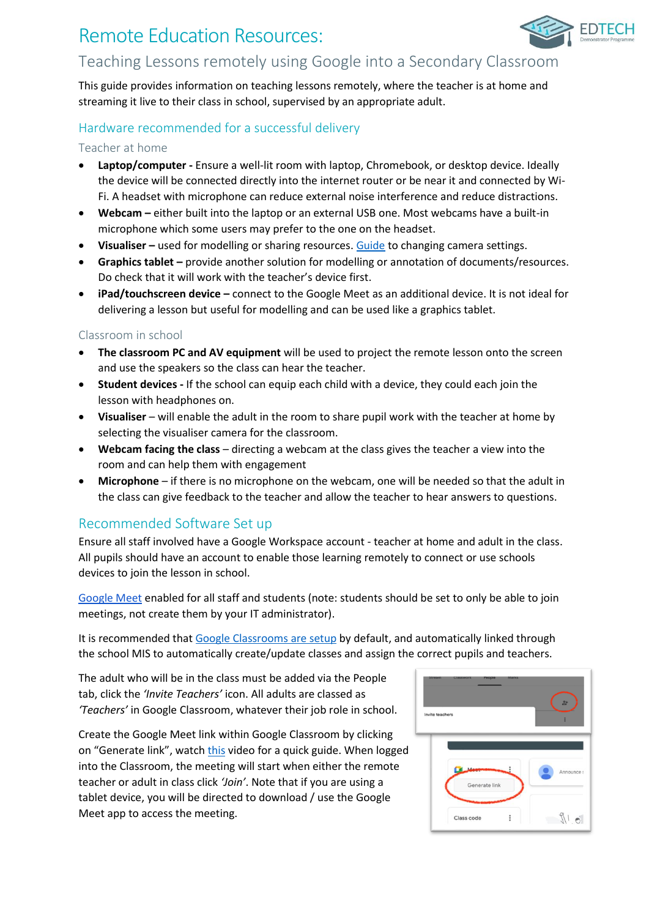# Remote Education Resources:

## Teaching Lessons remotely using Google into a Secondary Classroom

This guide provides information on teaching lessons remotely, where the teacher is at home and streaming it live to their class in school, supervised by an appropriate adult.

### Hardware recommended for a successful delivery

#### Teacher at home

- **Laptop/computer -** Ensure a well-lit room with laptop, Chromebook, or desktop device. Ideally the device will be connected directly into the internet router or be near it and connected by Wi-Fi. A headset with microphone can reduce external noise interference and reduce distractions.
- **Webcam –** either built into the laptop or an external USB one. Most webcams have a built-in microphone which some users may prefer to the one on the headset.
- **Visualiser –** used for modelling or sharing resources. Guide to changing camera settings.
- **Graphics tablet –** provide another solution for modelling or annotation of documents/resources. Do check that it will work with the teacher's device first.
- **iPad/touchscreen device –** connect to the Google Meet as an additional device. It is not ideal for delivering a lesson but useful for modelling and can be used like a graphics tablet.

#### Classroom in school

- **The classroom PC and AV equipment** will be used to project the remote lesson onto the screen and use the speakers so the class can hear the teacher.
- **Student devices -** If the school can equip each child with a device, they could each join the lesson with headphones on.
- **Visualiser** – will enable the adult in the room to share pupil work with the teacher at home by selecting the visualiser camera for the classroom.
- **Webcam facing the class** – directing a webcam at the class gives the teacher a view into the room and can help them with engagement
- **Microphone** – if there is no microphone on the webcam, one will be needed so that the adult in the class can give feedback to the teacher and allow the teacher to hear answers to questions.

### Recommended Software Set up

Ensure all staff involved have a Google Workspace account - teacher at home and adult in the class. All pupils should have an account to enable those learning remotely to connect or use schools devices to join the lesson in school.

Google Meet enabled for all staff and students (note: students should be set to only be able to join meetings, not create them by your IT administrator).

It is recommended that Google Classrooms are setup by default, and automatically linked through the school MIS to automatically create/update classes and assign the correct pupils and teachers.

The adult who will be in the class must be added via the People tab, click the *'Invite Teachers'* icon. All adults are classed as *'Teachers'* in Google Classroom, whatever their job role in school.

Create the Google Meet link within Google Classroom by clicking on "Generate link", watch this video for a quick guide. When logged into the Classroom, the meeting will start when either the remote teacher or adult in class click *'Join'*. Note that if you are using a tablet device, you will be directed to download / use the Google Meet app to access the meeting.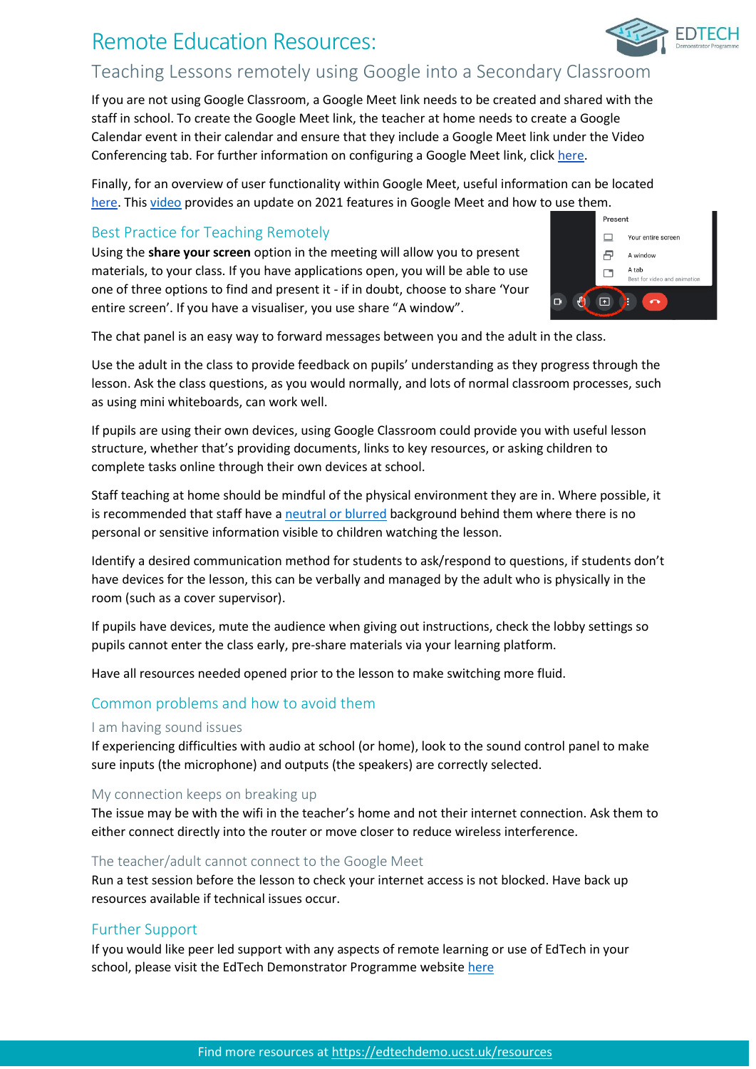# Remote Education Resources:

## Teaching Lessons remotely using Google into a Secondary Classroom

If you are not using Google Classroom, a Google Meet link needs to be created and shared with the staff in school. To create the Google Meet link, the teacher at home needs to create a Google Calendar event in their calendar and ensure that they include a Google Meet link under the Video Conferencing tab. For further information on configuring a Google Meet link, click here.

Finally, for an overview of user functionality within Google Meet, useful information can be located here. This video provides an update on 2021 features in Google Meet and how to use them.

### Best Practice for Teaching Remotely

Using the **share your screen** option in the meeting will allow you to present materials, to your class. If you have applications open, you will be able to use one of three options to find and present it - if in doubt, choose to share 'Your entire screen'. If you have a visualiser, you use share "A window".

The chat panel is an easy way to forward messages between you and the adult in the class.

Use the adult in the class to provide feedback on pupils' understanding as they progress through the lesson. Ask the class questions, as you would normally, and lots of normal classroom processes, such as using mini whiteboards, can work well.

If pupils are using their own devices, using Google Classroom could provide you with useful lesson structure, whether that's providing documents, links to key resources, or asking children to complete tasks online through their own devices at school.

Staff teaching at home should be mindful of the physical environment they are in. Where possible, it is recommended that staff have a neutral or blurred background behind them where there is no personal or sensitive information visible to children watching the lesson.

Identify a desired communication method for students to ask/respond to questions, if students don't have devices for the lesson, this can be verbally and managed by the adult who is physically in the room (such as a cover supervisor).

If pupils have devices, mute the audience when giving out instructions, check the lobby settings so pupils cannot enter the class early, pre-share materials via your learning platform.

Have all resources needed opened prior to the lesson to make switching more fluid.

### Common problems and how to avoid them

#### I am having sound issues

If experiencing difficulties with audio at school (or home), look to the sound control panel to make sure inputs (the microphone) and outputs (the speakers) are correctly selected.

#### My connection keeps on breaking up

The issue may be with the wifi in the teacher's home and not their internet connection. Ask them to either connect directly into the router or move closer to reduce wireless interference.

#### The teacher/adult cannot connect to the Google Meet

Run a test session before the lesson to check your internet access is not blocked. Have back up resources available if technical issues occur.

### Further Support

If you would like peer led support with any aspects of remote learning or use of EdTech in your school, please visit the EdTech Demonstrator Programme website here